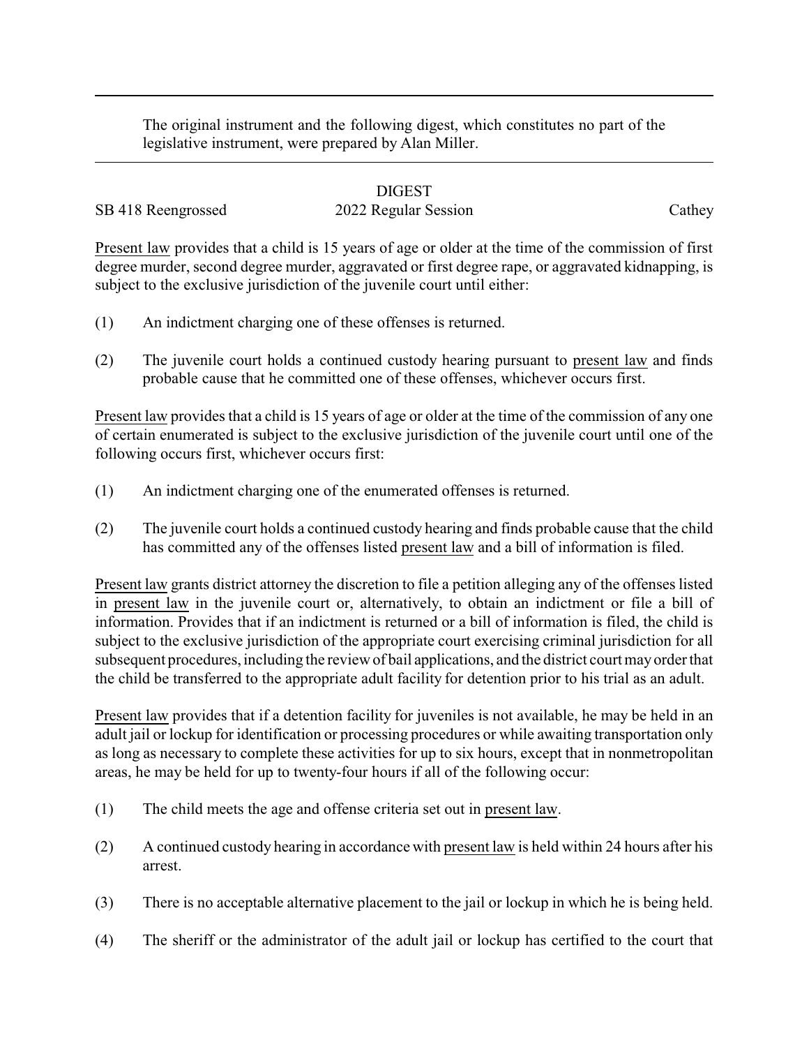The original instrument and the following digest, which constitutes no part of the legislative instrument, were prepared by Alan Miller.

DIGEST

SB 418 Reengrossed 2022 Regular Session Cathey

Present law provides that a child is 15 years of age or older at the time of the commission of first degree murder, second degree murder, aggravated or first degree rape, or aggravated kidnapping, is subject to the exclusive jurisdiction of the juvenile court until either:

(1) An indictment charging one of these offenses is returned.

(2) The juvenile court holds a continued custody hearing pursuant to present law and finds probable cause that he committed one of these offenses, whichever occurs first.

Present law provides that a child is 15 years of age or older at the time of the commission of any one of certain enumerated is subject to the exclusive jurisdiction of the juvenile court until one of the following occurs first, whichever occurs first:

(1) An indictment charging one of the enumerated offenses is returned.

(2) The juvenile court holds a continued custody hearing and finds probable cause that the child has committed any of the offenses listed present law and a bill of information is filed.

Present law grants district attorney the discretion to file a petition alleging any of the offenses listed in present law in the juvenile court or, alternatively, to obtain an indictment or file a bill of information. Provides that if an indictment is returned or a bill of information is filed, the child is subject to the exclusive jurisdiction of the appropriate court exercising criminal jurisdiction for all subsequent procedures, including the review of bail applications, and the district court may order that the child be transferred to the appropriate adult facility for detention prior to his trial as an adult.

Present law provides that if a detention facility for juveniles is not available, he may be held in an adult jail or lockup for identification or processing procedures or while awaiting transportation only as long as necessary to complete these activities for up to six hours, except that in nonmetropolitan areas, he may be held for up to twenty-four hours if all of the following occur:

(1) The child meets the age and offense criteria set out in present law.

(2) A continued custody hearing in accordance with present law is held within 24 hours after his arrest.

(3) There is no acceptable alternative placement to the jail or lockup in which he is being held.

(4) The sheriff or the administrator of the adult jail or lockup has certified to the court that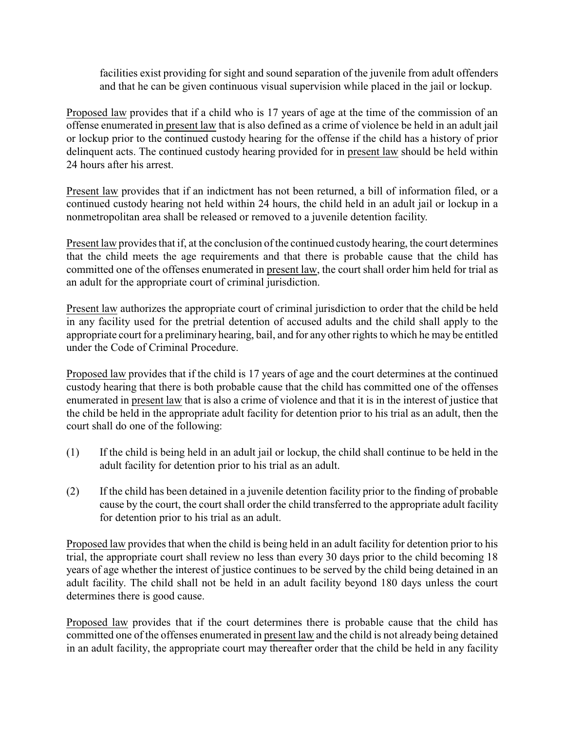facilities exist providing for sight and sound separation of the juvenile from adult offenders and that he can be given continuous visual supervision while placed in the jail or lockup.

Proposed law provides that if a child who is 17 years of age at the time of the commission of an offense enumerated in present law that is also defined as a crime of violence be held in an adult jail or lockup prior to the continued custody hearing for the offense if the child has a history of prior delinquent acts. The continued custody hearing provided for in present law should be held within 24 hours after his arrest.

Present law provides that if an indictment has not been returned, a bill of information filed, or a continued custody hearing not held within 24 hours, the child held in an adult jail or lockup in a nonmetropolitan area shall be released or removed to a juvenile detention facility.

Present law provides that if, at the conclusion of the continued custody hearing, the court determines that the child meets the age requirements and that there is probable cause that the child has committed one of the offenses enumerated in present law, the court shall order him held for trial as an adult for the appropriate court of criminal jurisdiction.

Present law authorizes the appropriate court of criminal jurisdiction to order that the child be held in any facility used for the pretrial detention of accused adults and the child shall apply to the appropriate court for a preliminary hearing, bail, and for any other rights to which he may be entitled under the Code of Criminal Procedure.

Proposed law provides that if the child is 17 years of age and the court determines at the continued custody hearing that there is both probable cause that the child has committed one of the offenses enumerated in present law that is also a crime of violence and that it is in the interest of justice that the child be held in the appropriate adult facility for detention prior to his trial as an adult, then the court shall do one of the following:

(1) If the child is being held in an adult jail or lockup, the child shall continue to be held in the adult facility for detention prior to his trial as an adult.

(2) If the child has been detained in a juvenile detention facility prior to the finding of probable cause by the court, the court shall order the child transferred to the appropriate adult facility for detention prior to his trial as an adult.

Proposed law provides that when the child is being held in an adult facility for detention prior to his trial, the appropriate court shall review no less than every 30 days prior to the child becoming 18 years of age whether the interest of justice continues to be served by the child being detained in an adult facility. The child shall not be held in an adult facility beyond 180 days unless the court determines there is good cause.

Proposed law provides that if the court determines there is probable cause that the child has committed one of the offenses enumerated in present law and the child is not already being detained in an adult facility, the appropriate court may thereafter order that the child be held in any facility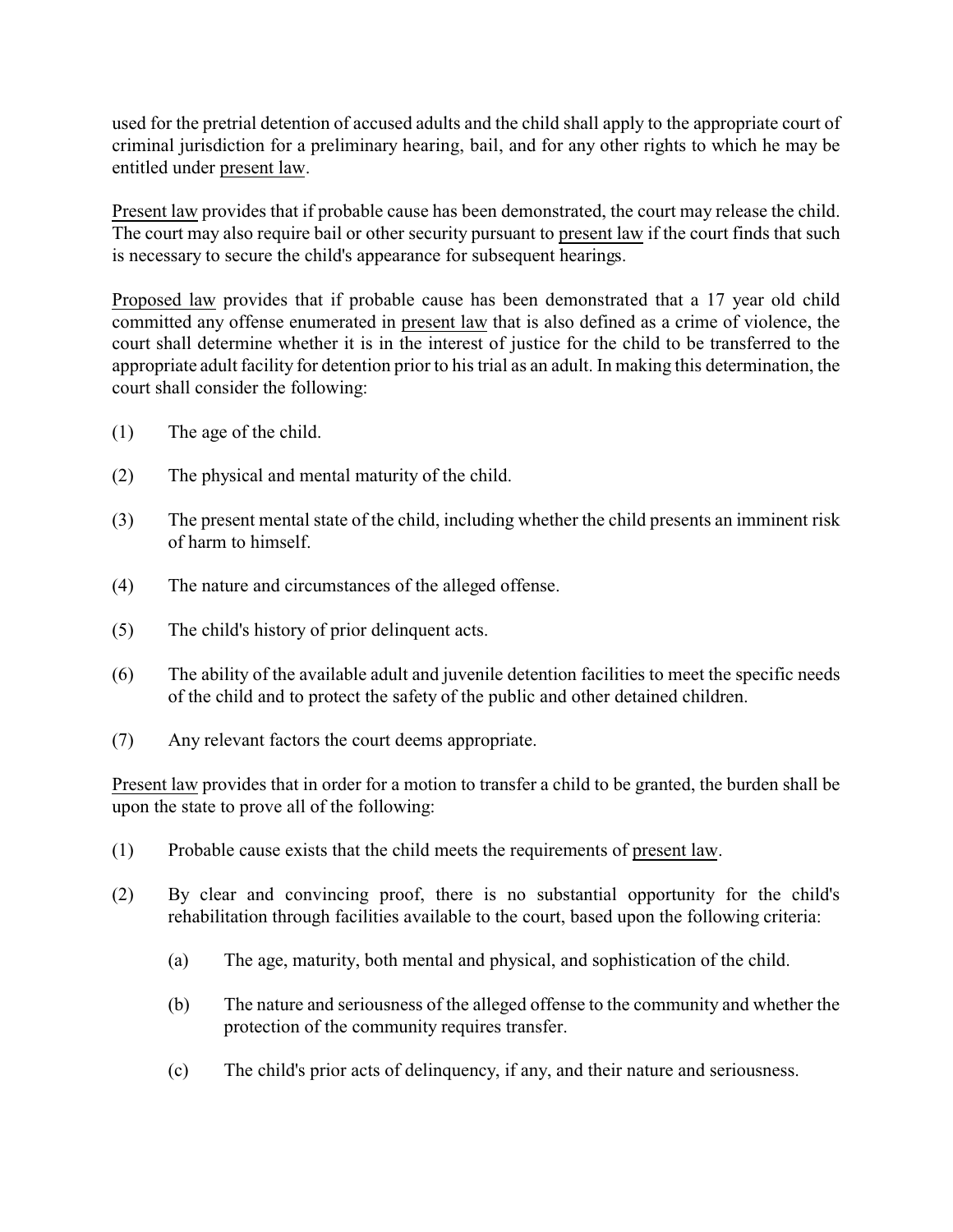used for the pretrial detention of accused adults and the child shall apply to the appropriate court of criminal jurisdiction for a preliminary hearing, bail, and for any other rights to which he may be entitled under present law.

Present law provides that if probable cause has been demonstrated, the court may release the child. The court may also require bail or other security pursuant to present law if the court finds that such is necessary to secure the child's appearance for subsequent hearings.

Proposed law provides that if probable cause has been demonstrated that a 17 year old child committed any offense enumerated in present law that is also defined as a crime of violence, the court shall determine whether it is in the interest of justice for the child to be transferred to the appropriate adult facility for detention prior to his trial as an adult. In making this determination, the court shall consider the following:

(1) The age of the child.

(2) The physical and mental maturity of the child.

(3) The present mental state of the child, including whether the child presents an imminent risk of harm to himself.

(4) The nature and circumstances of the alleged offense.

(5) The child's history of prior delinquent acts.

(6) The ability of the available adult and juvenile detention facilities to meet the specific needs of the child and to protect the safety of the public and other detained children.

(7) Any relevant factors the court deems appropriate.

Present law provides that in order for a motion to transfer a child to be granted, the burden shall be upon the state to prove all of the following:

(1) Probable cause exists that the child meets the requirements of present law.

(2) By clear and convincing proof, there is no substantial opportunity for the child's rehabilitation through facilities available to the court, based upon the following criteria:

   (a) The age, maturity, both mental and physical, and sophistication of the child.

   (b) The nature and seriousness of the alleged offense to the community and whether the protection of the community requires transfer.

   (c) The child's prior acts of delinquency, if any, and their nature and seriousness.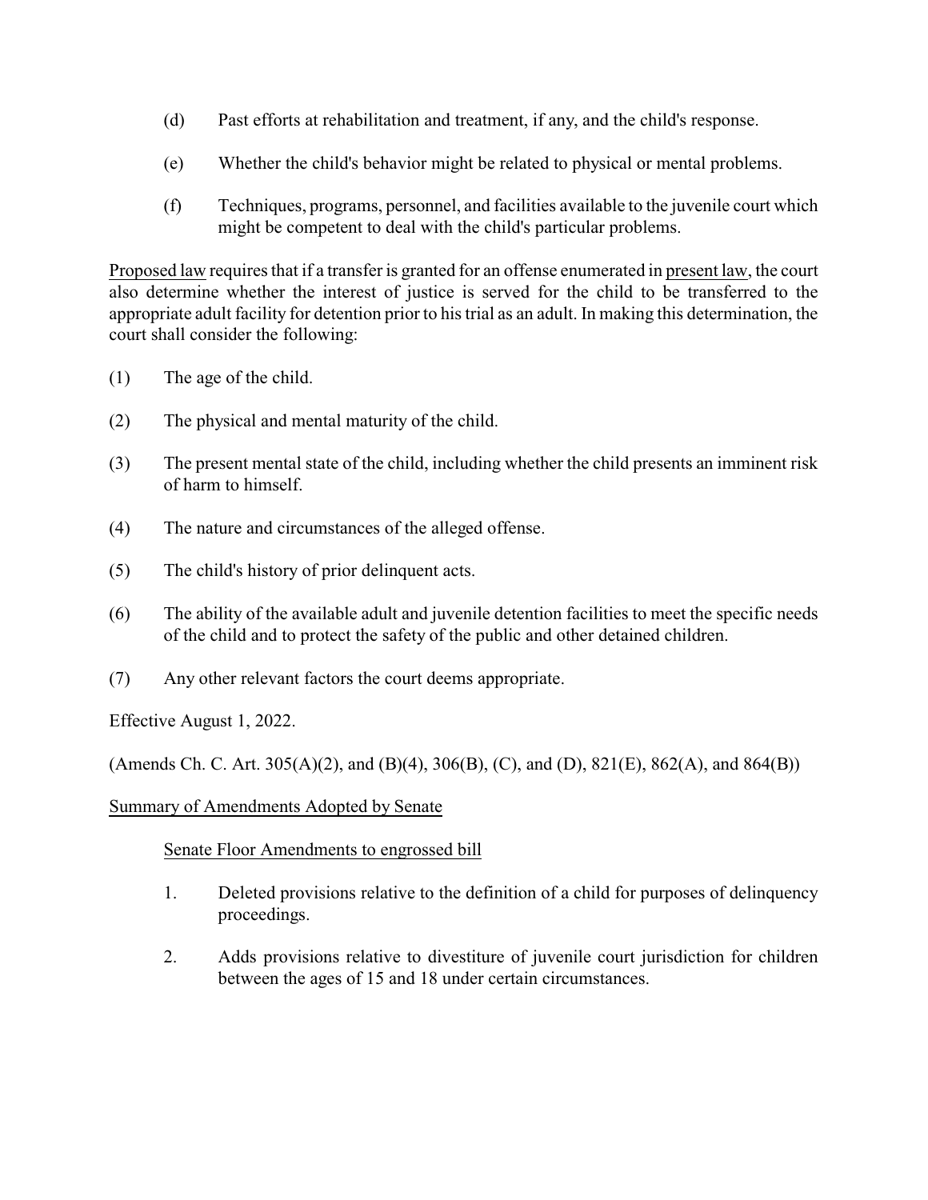(d) Past efforts at rehabilitation and treatment, if any, and the child's response.

(e) Whether the child's behavior might be related to physical or mental problems.

(f) Techniques, programs, personnel, and facilities available to the juvenile court which might be competent to deal with the child's particular problems.

Proposed law requires that if a transfer is granted for an offense enumerated in present law, the court also determine whether the interest of justice is served for the child to be transferred to the appropriate adult facility for detention prior to his trial as an adult. In making this determination, the court shall consider the following:

(1) The age of the child.

(2) The physical and mental maturity of the child.

(3) The present mental state of the child, including whether the child presents an imminent risk of harm to himself.

(4) The nature and circumstances of the alleged offense.

(5) The child's history of prior delinquent acts.

(6) The ability of the available adult and juvenile detention facilities to meet the specific needs of the child and to protect the safety of the public and other detained children.

(7) Any other relevant factors the court deems appropriate.

Effective August 1, 2022.

(Amends Ch. C. Art. 305(A)(2), and (B)(4), 306(B), (C), and (D), 821(E), 862(A), and 864(B))

Summary of Amendments Adopted by Senate

Senate Floor Amendments to engrossed bill

1. Deleted provisions relative to the definition of a child for purposes of delinquency proceedings.

2. Adds provisions relative to divestiture of juvenile court jurisdiction for children between the ages of 15 and 18 under certain circumstances.